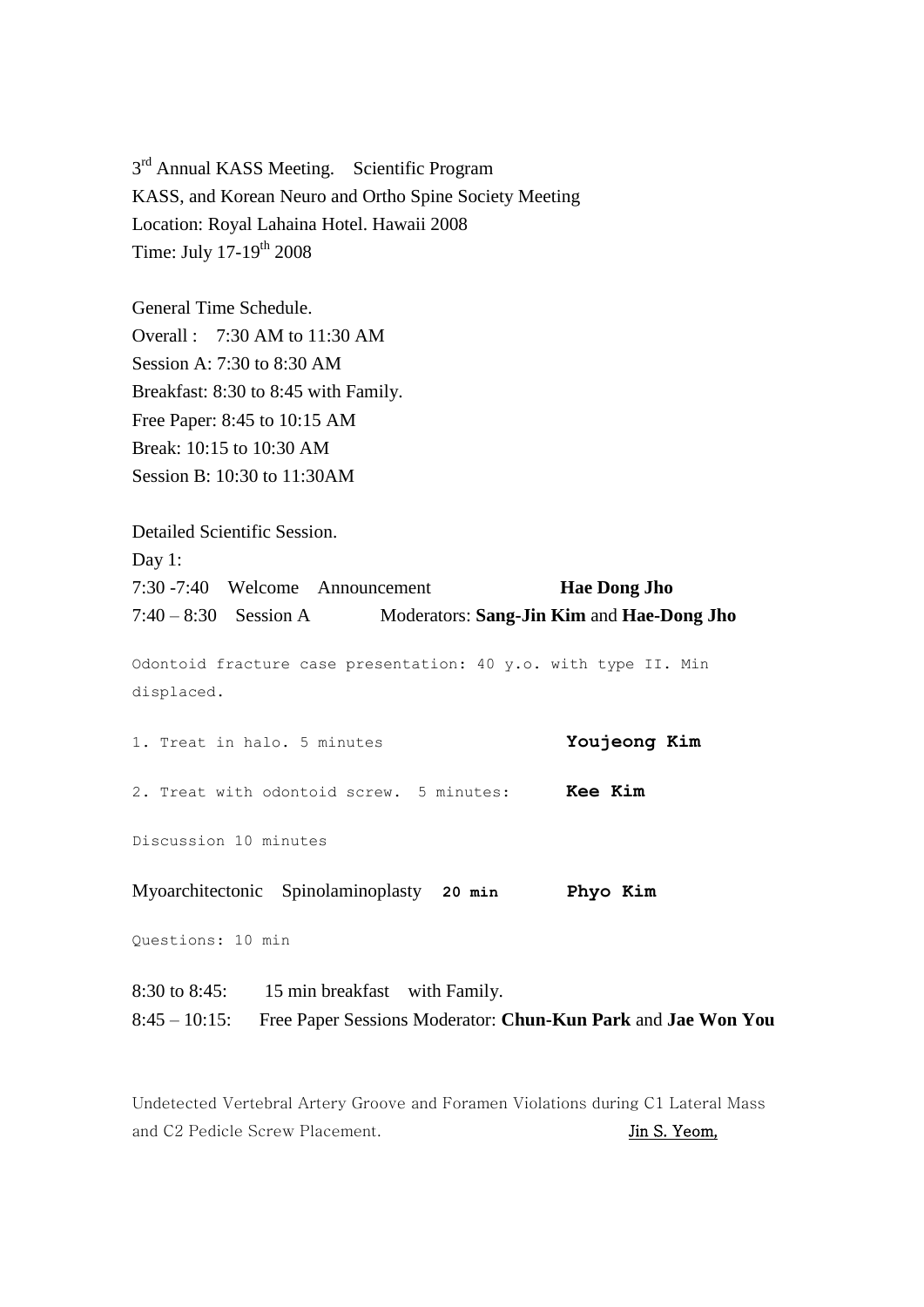3rd Annual KASS Meeting. Scientific Program
KASS, and Korean Neuro and Ortho Spine Society Meeting
Location: Royal Lahaina Hotel. Hawaii 2008
Time: July 17-19th 2008

General Time Schedule.
Overall : 7:30 AM to 11:30 AM
Session A: 7:30 to 8:30 AM
Breakfast: 8:30 to 8:45 with Family.
Free Paper: 8:45 to 10:15 AM
Break: 10:15 to 10:30 AM
Session B: 10:30 to 11:30AM

Detailed Scientific Session.
Day 1:
7:30 -7:40 Welcome Announcement **Hae Dong Jho**
7:40 – 8:30 Session A Moderators: **Sang-Jin Kim** and **Hae-Dong Jho**

Odontoid fracture case presentation: 40 y.o. with type II. Min displaced.

1. Treat in halo. 5 minutes **Youjeong Kim**

2. Treat with odontoid screw. 5 minutes: **Kee Kim**

Discussion 10 minutes

Myoarchitectonic Spinolaminoplasty **20 min** **Phyo Kim**

Questions: 10 min

8:30 to 8:45: 15 min breakfast with Family.
8:45 – 10:15: Free Paper Sessions Moderator: **Chun-Kun Park** and **Jae Won You**

Undetected Vertebral Artery Groove and Foramen Violations during C1 Lateral Mass and C2 Pedicle Screw Placement. Jin S. Yeom,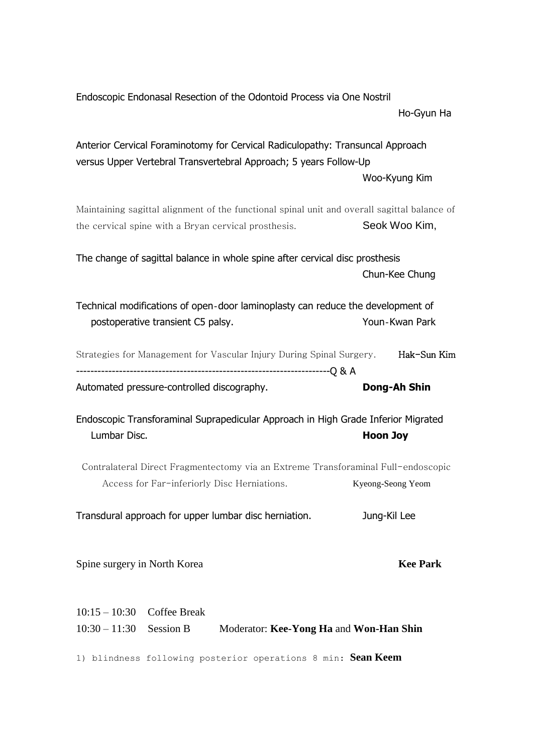Endoscopic Endonasal Resection of the Odontoid Process via One Nostril
Ho-Gyun Ha

Anterior Cervical Foraminotomy for Cervical Radiculopathy: Transuncal Approach versus Upper Vertebral Transvertebral Approach; 5 years Follow-Up
Woo-Kyung Kim

Maintaining sagittal alignment of the functional spinal unit and overall sagittal balance of the cervical spine with a Bryan cervical prosthesis. Seok Woo Kim,

The change of sagittal balance in whole spine after cervical disc prosthesis
Chun-Kee Chung

Technical modifications of open-door laminoplasty can reduce the development of postoperative transient C5 palsy. Youn-Kwan Park

Strategies for Management for Vascular Injury During Spinal Surgery. **Hak-Sun Kim**

---------------------------------------------------------------------Q & A

Automated pressure-controlled discography. **Dong-Ah Shin**

Endoscopic Transforaminal Suprapedicular Approach in High Grade Inferior Migrated Lumbar Disc. **Hoon Joy**

Contralateral Direct Fragmentectomy via an Extreme Transforaminal Full-endoscopic Access for Far-inferiorly Disc Herniations. Kyeong-Seong Yeom

Transdural approach for upper lumbar disc herniation. Jung-Kil Lee

Spine surgery in North Korea **Kee Park**

10:15 – 10:30 Coffee Break

10:30 – 11:30 Session B Moderator: **Kee-Yong Ha** and **Won-Han Shin**

1) blindness following posterior operations 8 min: **Sean Keem**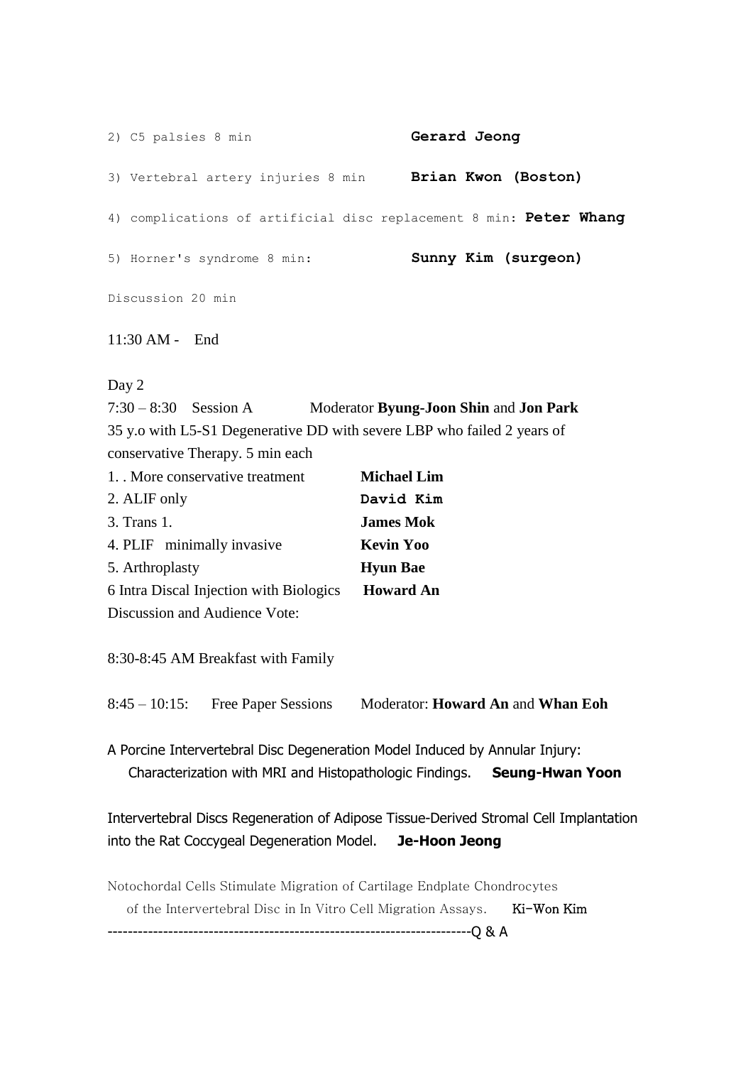2) C5 palsies 8 min **Gerard Jeong**

3) Vertebral artery injuries 8 min **Brian Kwon (Boston)**

4) complications of artificial disc replacement 8 min: **Peter Whang**

5) Horner's syndrome 8 min: **Sunny Kim (surgeon)**

Discussion 20 min

11:30 AM - End

Day 2

7:30 – 8:30 Session A Moderator **Byung-Joon Shin** and **Jon Park**

35 y.o with L5-S1 Degenerative DD with severe LBP who failed 2 years of conservative Therapy. 5 min each

1. . More conservative treatment **Michael Lim**
2. ALIF only **David Kim**
3. Trans 1. **James Mok**
4. PLIF minimally invasive **Kevin Yoo**
5. Arthroplasty **Hyun Bae**
6. Intra Discal Injection with Biologics **Howard An**

Discussion and Audience Vote:

8:30-8:45 AM Breakfast with Family

8:45 – 10:15: Free Paper Sessions Moderator: **Howard An** and **Whan Eoh**

A Porcine Intervertebral Disc Degeneration Model Induced by Annular Injury: Characterization with MRI and Histopathologic Findings. **Seung-Hwan Yoon**

Intervertebral Discs Regeneration of Adipose Tissue-Derived Stromal Cell Implantation into the Rat Coccygeal Degeneration Model. **Je-Hoon Jeong**

Notochordal Cells Stimulate Migration of Cartilage Endplate Chondrocytes of the Intervertebral Disc in In Vitro Cell Migration Assays. Ki-Won Kim

--------------------------------------------------------------------Q & A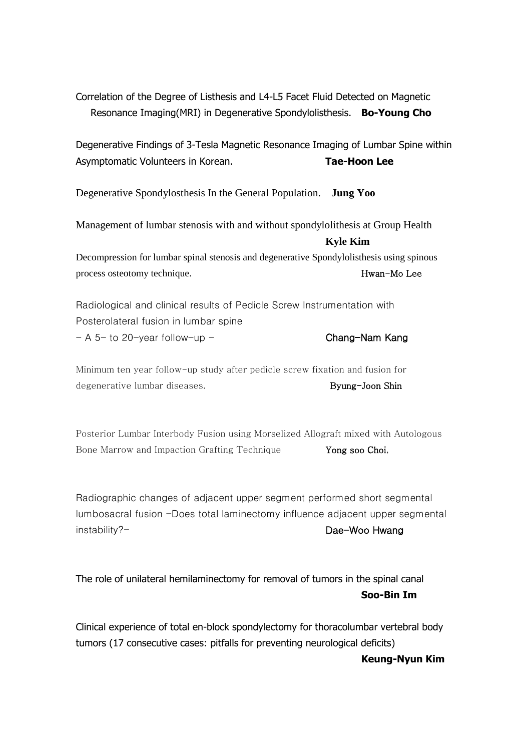Correlation of the Degree of Listhesis and L4-L5 Facet Fluid Detected on Magnetic Resonance Imaging(MRI) in Degenerative Spondylolisthesis. **Bo-Young Cho**

Degenerative Findings of 3-Tesla Magnetic Resonance Imaging of Lumbar Spine within Asymptomatic Volunteers in Korean. **Tae-Hoon Lee**

Degenerative Spondylosthesis In the General Population. **Jung Yoo**

Management of lumbar stenosis with and without spondylolithesis at Group Health **Kyle Kim**

Decompression for lumbar spinal stenosis and degenerative Spondylolisthesis using spinous process osteotomy technique. Hwan-Mo Lee

Radiological and clinical results of Pedicle Screw Instrumentation with Posterolateral fusion in lumbar spine - A 5- to 20-year follow-up - **Chang-Nam Kang**

Minimum ten year follow-up study after pedicle screw fixation and fusion for degenerative lumbar diseases. **Byung-Joon Shin**

Posterior Lumbar Interbody Fusion using Morselized Allograft mixed with Autologous Bone Marrow and Impaction Grafting Technique **Yong soo Choi**,

Radiographic changes of adjacent upper segment performed short segmental lumbosacral fusion -Does total laminectomy influence adjacent upper segmental instability?- **Dae-Woo Hwang**

The role of unilateral hemilaminectomy for removal of tumors in the spinal canal **Soo-Bin Im**

Clinical experience of total en-block spondylectomy for thoracolumbar vertebral body tumors (17 consecutive cases: pitfalls for preventing neurological deficits) **Keung-Nyun Kim**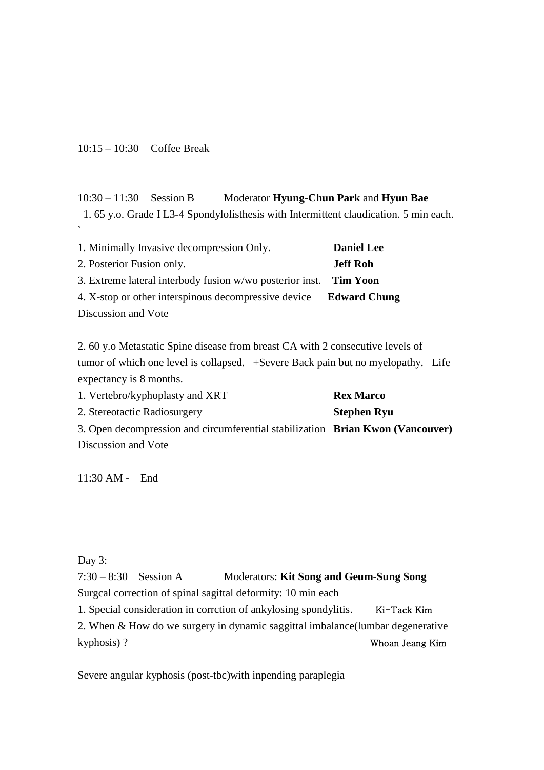10:15 – 10:30    Coffee Break

10:30 – 11:30    Session B    Moderator **Hyung-Chun Park** and **Hyun Bae**

1. 65 y.o. Grade I L3-4 Spondylolisthesis with Intermittent claudication. 5 min each.
`

1. Minimally Invasive decompression Only.    **Daniel Lee**
2. Posterior Fusion only.    **Jeff Roh**
3. Extreme lateral interbody fusion w/wo posterior inst.    **Tim Yoon**
4. X-stop or other interspinous decompressive device    **Edward Chung**

Discussion and Vote

2. 60 y.o Metastatic Spine disease from breast CA with 2 consecutive levels of tumor of which one level is collapsed. +Severe Back pain but no myelopathy. Life expectancy is 8 months.

1. Vertebro/kyphoplasty and XRT    **Rex Marco**
2. Stereotactic Radiosurgery    **Stephen Ryu**
3. Open decompression and circumferential stabilization    **Brian Kwon (Vancouver)**

Discussion and Vote

11:30 AM - End

Day 3:

7:30 – 8:30    Session A    Moderators: **Kit Song and Geum-Sung Song**

Surgcal correction of spinal sagittal deformity: 10 min each

1. Special consideration in corrction of ankylosing spondylitis.    Ki-Tack Kim
2. When & How do we surgery in dynamic saggittal imbalance(lumbar degenerative kyphosis) ?    Whoan Jeang Kim

Severe angular kyphosis (post-tbc)with inpending paraplegia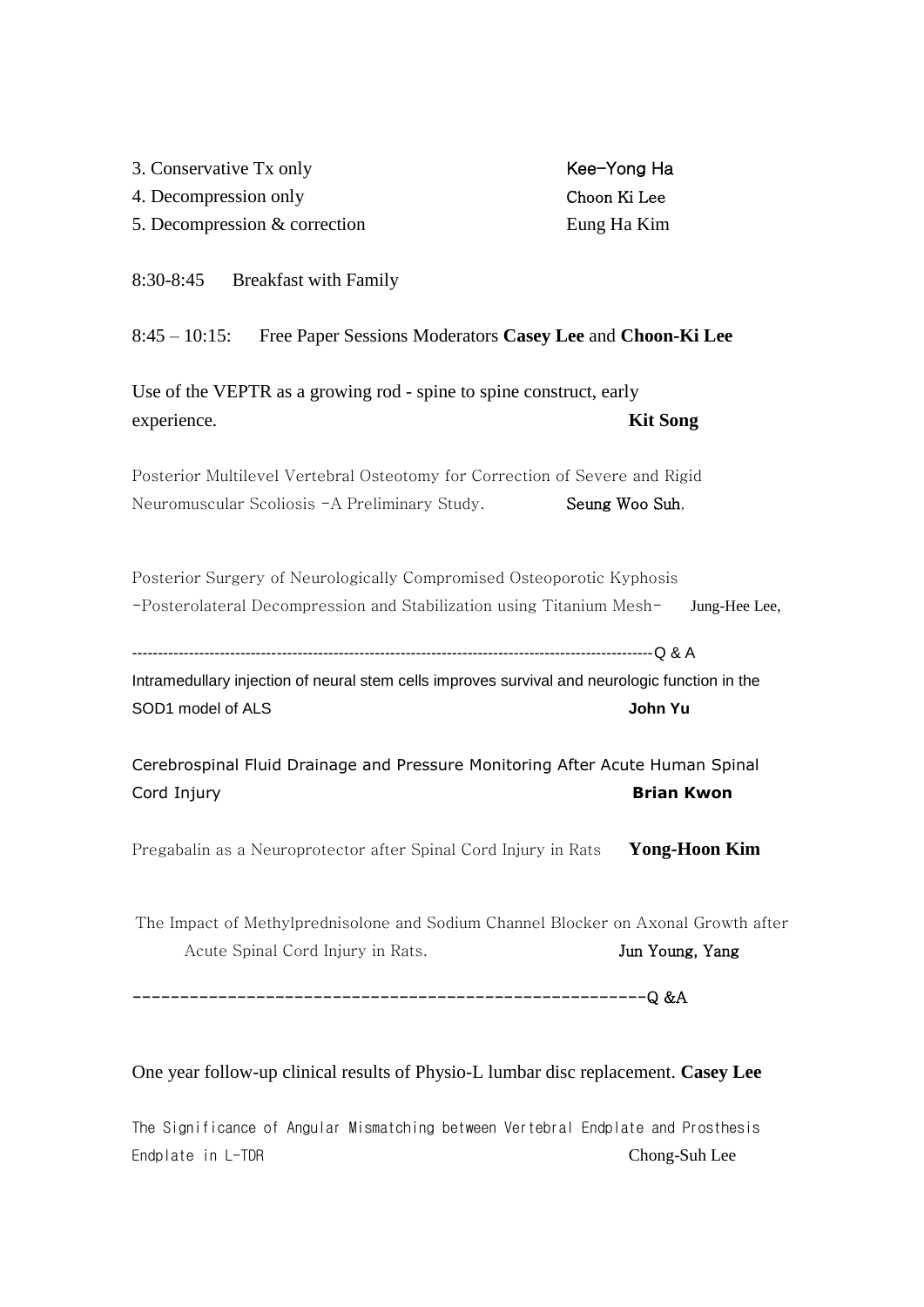3. Conservative Tx only Kee-Yong Ha
4. Decompression only Choon Ki Lee
5. Decompression & correction Eung Ha Kim

8:30-8:45 Breakfast with Family

8:45 – 10:15: Free Paper Sessions Moderators **Casey Lee** and **Choon-Ki Lee**

Use of the VEPTR as a growing rod - spine to spine construct, early experience. **Kit Song**

Posterior Multilevel Vertebral Osteotomy for Correction of Severe and Rigid Neuromuscular Scoliosis -A Preliminary Study. Seung Woo Suh,

Posterior Surgery of Neurologically Compromised Osteoporotic Kyphosis -Posterolateral Decompression and Stabilization using Titanium Mesh- Jung-Hee Lee,

------------------------------------------------------------------------------------------------------Q & A

Intramedullary injection of neural stem cells improves survival and neurologic function in the SOD1 model of ALS **John Yu**

Cerebrospinal Fluid Drainage and Pressure Monitoring After Acute Human Spinal Cord Injury **Brian Kwon**

Pregabalin as a Neuroprotector after Spinal Cord Injury in Rats **Yong-Hoon Kim**

The Impact of Methylprednisolone and Sodium Channel Blocker on Axonal Growth after Acute Spinal Cord Injury in Rats. Jun Young, Yang

------------------------------------------------------Q &A

One year follow-up clinical results of Physio-L lumbar disc replacement. **Casey Lee**

The Significance of Angular Mismatching between Vertebral Endplate and Prosthesis Endplate in L-TDR Chong-Suh Lee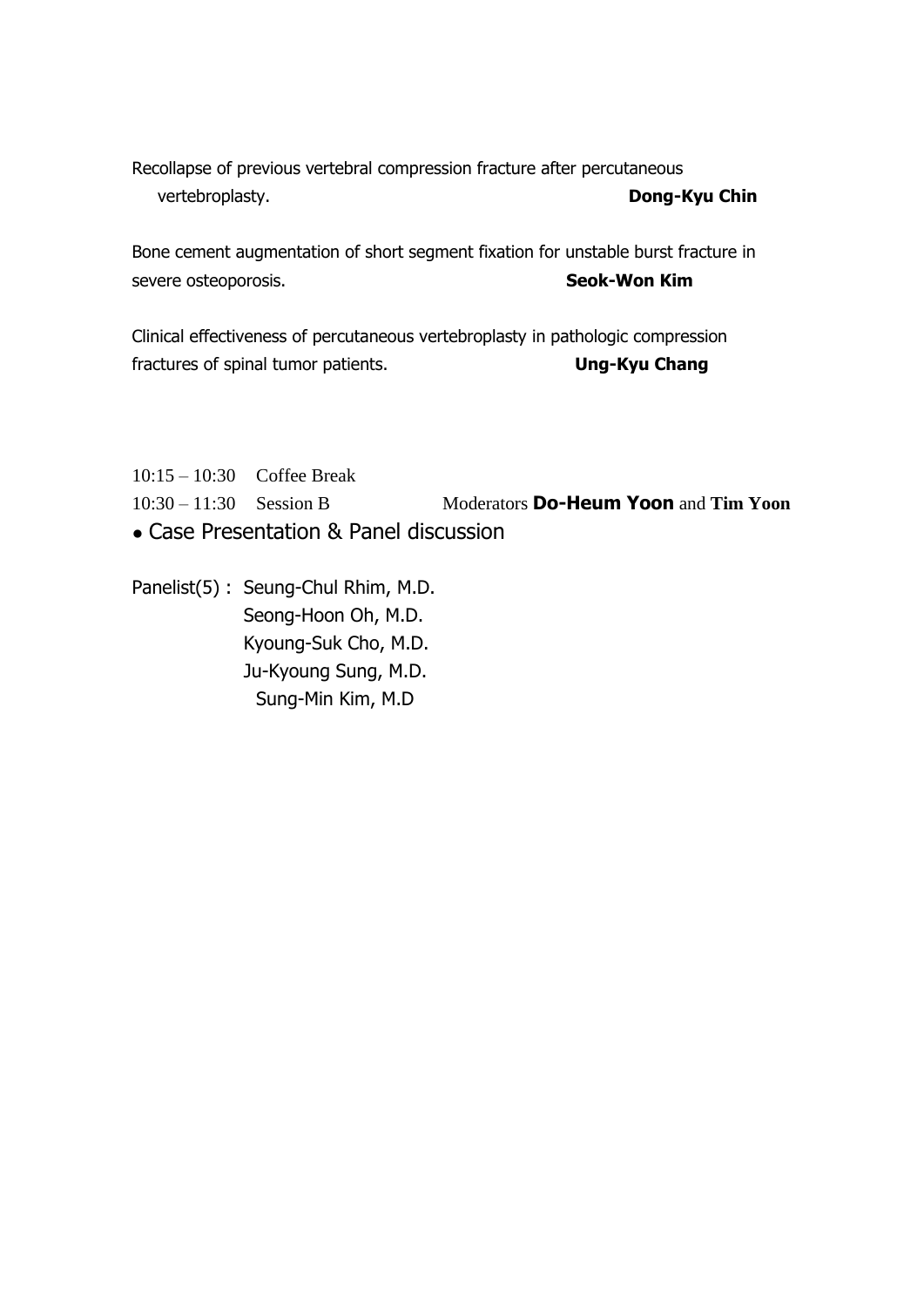Recollapse of previous vertebral compression fracture after percutaneous vertebroplasty. **Dong-Kyu Chin**

Bone cement augmentation of short segment fixation for unstable burst fracture in severe osteoporosis. **Seok-Won Kim**

Clinical effectiveness of percutaneous vertebroplasty in pathologic compression fractures of spinal tumor patients. **Ung-Kyu Chang**

10:15 – 10:30 Coffee Break

10:30 – 11:30 Session B Moderators **Do-Heum Yoon** and **Tim Yoon**

- Case Presentation & Panel discussion

Panelist(5) : Seung-Chul Rhim, M.D.
Seong-Hoon Oh, M.D.
Kyoung-Suk Cho, M.D.
Ju-Kyoung Sung, M.D.
Sung-Min Kim, M.D